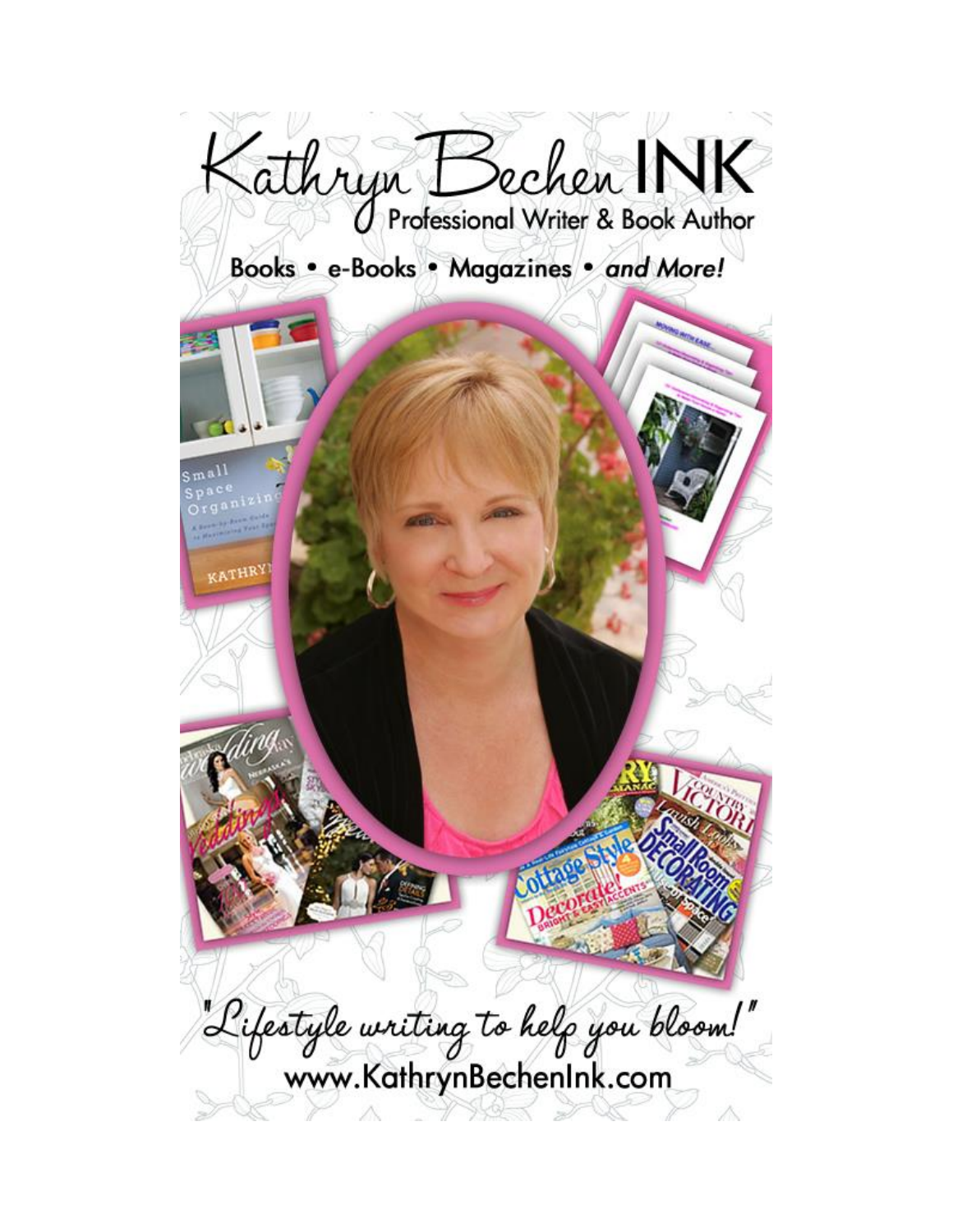# Kathryn Bechen INK

Professional Writer & Book Author

Books • e-Books • Magazines • *and More!*

"Lifestyle writing to help you bloom!"

www.KathrynBechenInk.com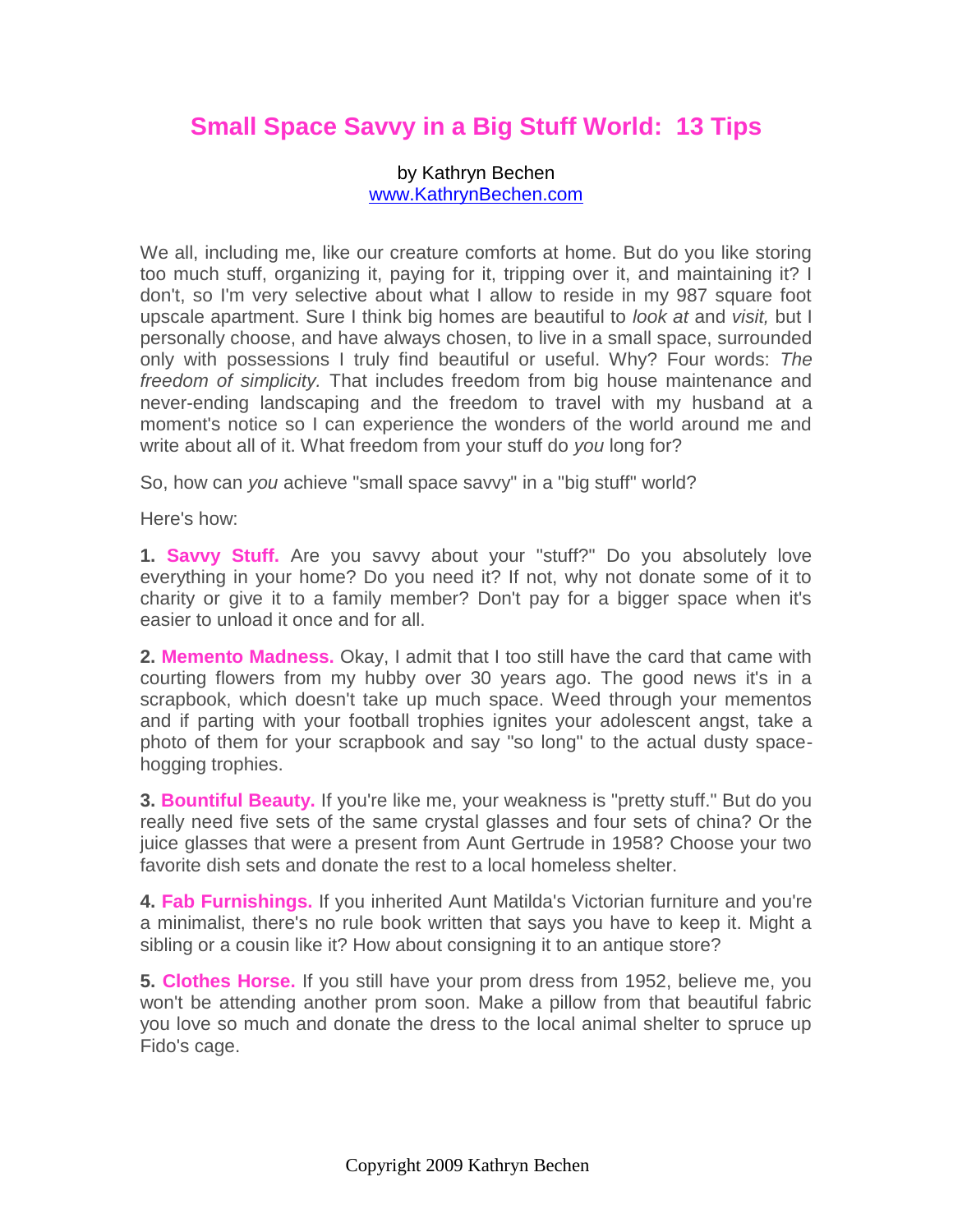# Small Space Savvy in a Big Stuff World: 13 Tips

by Kathryn Bechen
www.KathrynBechen.com

We all, including me, like our creature comforts at home. But do you like storing too much stuff, organizing it, paying for it, tripping over it, and maintaining it? I don't, so I'm very selective about what I allow to reside in my 987 square foot upscale apartment. Sure I think big homes are beautiful to *look at* and *visit,* but I personally choose, and have always chosen, to live in a small space, surrounded only with possessions I truly find beautiful or useful. Why? Four words: *The freedom of simplicity.* That includes freedom from big house maintenance and never-ending landscaping and the freedom to travel with my husband at a moment's notice so I can experience the wonders of the world around me and write about all of it. What freedom from your stuff do *you* long for?

So, how can *you* achieve "small space savvy" in a "big stuff" world?

Here's how:

**1. Savvy Stuff.** Are you savvy about your "stuff?" Do you absolutely love everything in your home? Do you need it? If not, why not donate some of it to charity or give it to a family member? Don't pay for a bigger space when it's easier to unload it once and for all.

**2. Memento Madness.** Okay, I admit that I too still have the card that came with courting flowers from my hubby over 30 years ago. The good news it's in a scrapbook, which doesn't take up much space. Weed through your mementos and if parting with your football trophies ignites your adolescent angst, take a photo of them for your scrapbook and say "so long" to the actual dusty space-hogging trophies.

**3. Bountiful Beauty.** If you're like me, your weakness is "pretty stuff." But do you really need five sets of the same crystal glasses and four sets of china? Or the juice glasses that were a present from Aunt Gertrude in 1958? Choose your two favorite dish sets and donate the rest to a local homeless shelter.

**4. Fab Furnishings.** If you inherited Aunt Matilda's Victorian furniture and you're a minimalist, there's no rule book written that says you have to keep it. Might a sibling or a cousin like it? How about consigning it to an antique store?

**5. Clothes Horse.** If you still have your prom dress from 1952, believe me, you won't be attending another prom soon. Make a pillow from that beautiful fabric you love so much and donate the dress to the local animal shelter to spruce up Fido's cage.

Copyright 2009 Kathryn Bechen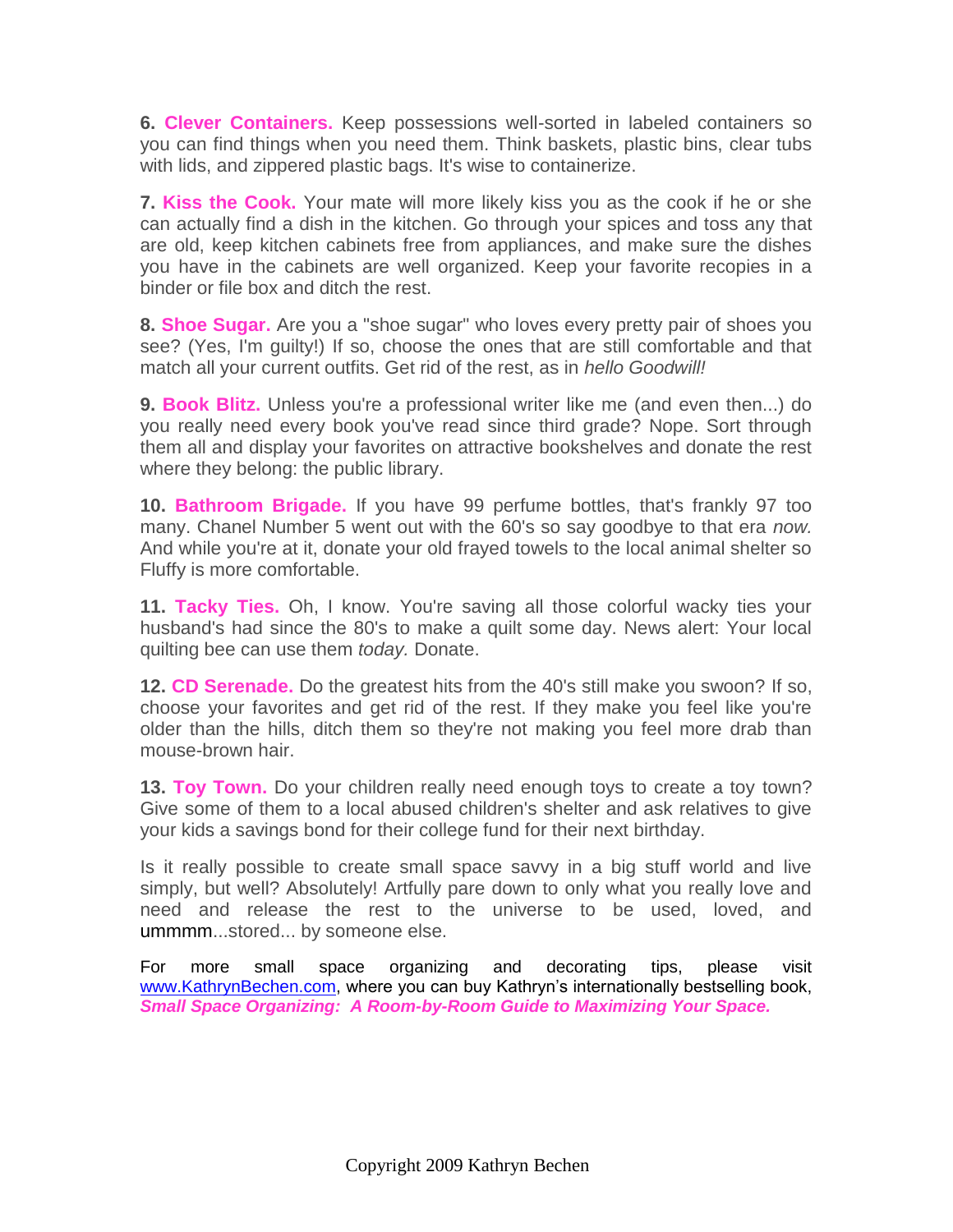**6. Clever Containers.** Keep possessions well-sorted in labeled containers so you can find things when you need them. Think baskets, plastic bins, clear tubs with lids, and zippered plastic bags. It's wise to containerize.

**7. Kiss the Cook.** Your mate will more likely kiss you as the cook if he or she can actually find a dish in the kitchen. Go through your spices and toss any that are old, keep kitchen cabinets free from appliances, and make sure the dishes you have in the cabinets are well organized. Keep your favorite recopies in a binder or file box and ditch the rest.

**8. Shoe Sugar.** Are you a "shoe sugar" who loves every pretty pair of shoes you see? (Yes, I'm guilty!) If so, choose the ones that are still comfortable and that match all your current outfits. Get rid of the rest, as in *hello Goodwill!*

**9. Book Blitz.** Unless you're a professional writer like me (and even then...) do you really need every book you've read since third grade? Nope. Sort through them all and display your favorites on attractive bookshelves and donate the rest where they belong: the public library.

**10. Bathroom Brigade.** If you have 99 perfume bottles, that's frankly 97 too many. Chanel Number 5 went out with the 60's so say goodbye to that era *now.* And while you're at it, donate your old frayed towels to the local animal shelter so Fluffy is more comfortable.

**11. Tacky Ties.** Oh, I know. You're saving all those colorful wacky ties your husband's had since the 80's to make a quilt some day. News alert: Your local quilting bee can use them *today.* Donate.

**12. CD Serenade.** Do the greatest hits from the 40's still make you swoon? If so, choose your favorites and get rid of the rest. If they make you feel like you're older than the hills, ditch them so they're not making you feel more drab than mouse-brown hair.

**13. Toy Town.** Do your children really need enough toys to create a toy town? Give some of them to a local abused children's shelter and ask relatives to give your kids a savings bond for their college fund for their next birthday.

Is it really possible to create small space savvy in a big stuff world and live simply, but well? Absolutely! Artfully pare down to only what you really love and need and release the rest to the universe to be used, loved, and ummmm...stored... by someone else.

For more small space organizing and decorating tips, please visit www.KathrynBechen.com, where you can buy Kathryn's internationally bestselling book, ***Small Space Organizing: A Room-by-Room Guide to Maximizing Your Space.***

Copyright 2009 Kathryn Bechen